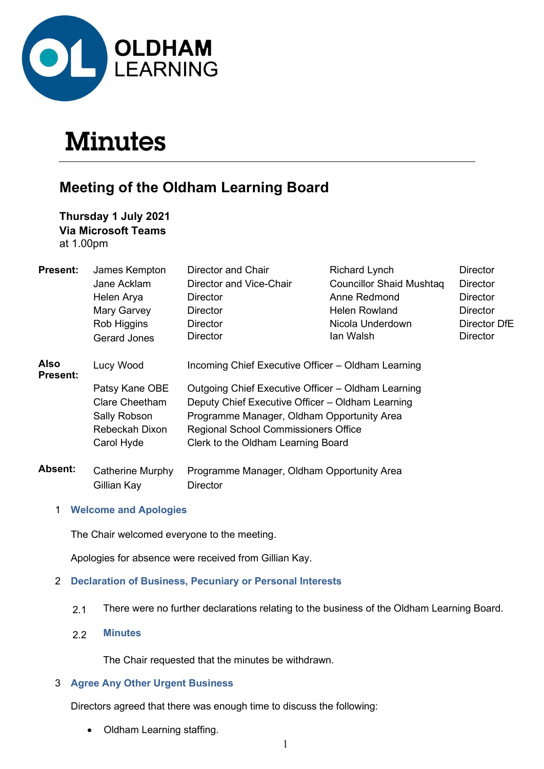OLDHAM LEARNING

# Minutes

## Meeting of the Oldham Learning Board

**Thursday 1 July 2021**
**Via Microsoft Teams**
at 1.00pm

| | | | | |
|---|---|---|---|---|
| **Present:** | James Kempton | Director and Chair | Richard Lynch | Director |
| | Jane Acklam | Director and Vice-Chair | Councillor Shaid Mushtaq | Director |
| | Helen Arya | Director | Anne Redmond | Director |
| | Mary Garvey | Director | Helen Rowland | Director |
| | Rob Higgins | Director | Nicola Underdown | Director DfE |
| | Gerard Jones | Director | Ian Walsh | Director |

| | | |
|---|---|---|
| **Also Present:** | Lucy Wood | Incoming Chief Executive Officer – Oldham Learning |
| | Patsy Kane OBE | Outgoing Chief Executive Officer – Oldham Learning |
| | Clare Cheetham | Deputy Chief Executive Officer – Oldham Learning |
| | Sally Robson | Programme Manager, Oldham Opportunity Area |
| | Rebeckah Dixon | Regional School Commissioners Office |
| | Carol Hyde | Clerk to the Oldham Learning Board |

| | | |
|---|---|---|
| **Absent:** | Catherine Murphy | Programme Manager, Oldham Opportunity Area |
| | Gillian Kay | Director |

### 1 Welcome and Apologies

The Chair welcomed everyone to the meeting.

Apologies for absence were received from Gillian Kay.

### 2 Declaration of Business, Pecuniary or Personal Interests

2.1 There were no further declarations relating to the business of the Oldham Learning Board.

2.2 **Minutes**

The Chair requested that the minutes be withdrawn.

### 3 Agree Any Other Urgent Business

Directors agreed that there was enough time to discuss the following:

- Oldham Learning staffing.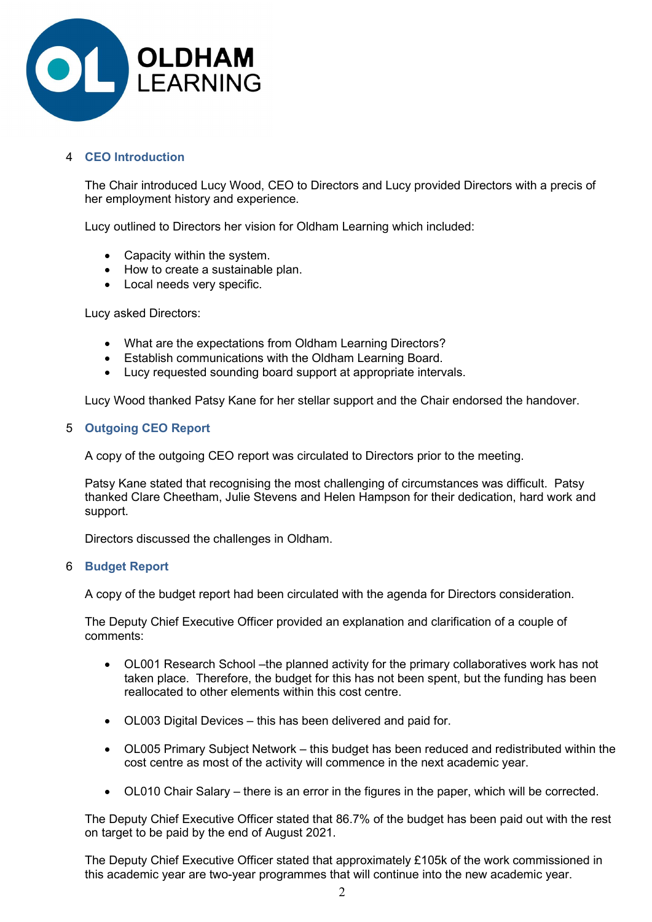## 4 CEO Introduction

The Chair introduced Lucy Wood, CEO to Directors and Lucy provided Directors with a precis of her employment history and experience.

Lucy outlined to Directors her vision for Oldham Learning which included:

- Capacity within the system.
- How to create a sustainable plan.
- Local needs very specific.

Lucy asked Directors:

- What are the expectations from Oldham Learning Directors?
- Establish communications with the Oldham Learning Board.
- Lucy requested sounding board support at appropriate intervals.

Lucy Wood thanked Patsy Kane for her stellar support and the Chair endorsed the handover.

## 5 Outgoing CEO Report

A copy of the outgoing CEO report was circulated to Directors prior to the meeting.

Patsy Kane stated that recognising the most challenging of circumstances was difficult. Patsy thanked Clare Cheetham, Julie Stevens and Helen Hampson for their dedication, hard work and support.

Directors discussed the challenges in Oldham.

## 6 Budget Report

A copy of the budget report had been circulated with the agenda for Directors consideration.

The Deputy Chief Executive Officer provided an explanation and clarification of a couple of comments:

- OL001 Research School –the planned activity for the primary collaboratives work has not taken place. Therefore, the budget for this has not been spent, but the funding has been reallocated to other elements within this cost centre.

- OL003 Digital Devices – this has been delivered and paid for.

- OL005 Primary Subject Network – this budget has been reduced and redistributed within the cost centre as most of the activity will commence in the next academic year.

- OL010 Chair Salary – there is an error in the figures in the paper, which will be corrected.

The Deputy Chief Executive Officer stated that 86.7% of the budget has been paid out with the rest on target to be paid by the end of August 2021.

The Deputy Chief Executive Officer stated that approximately £105k of the work commissioned in this academic year are two-year programmes that will continue into the new academic year.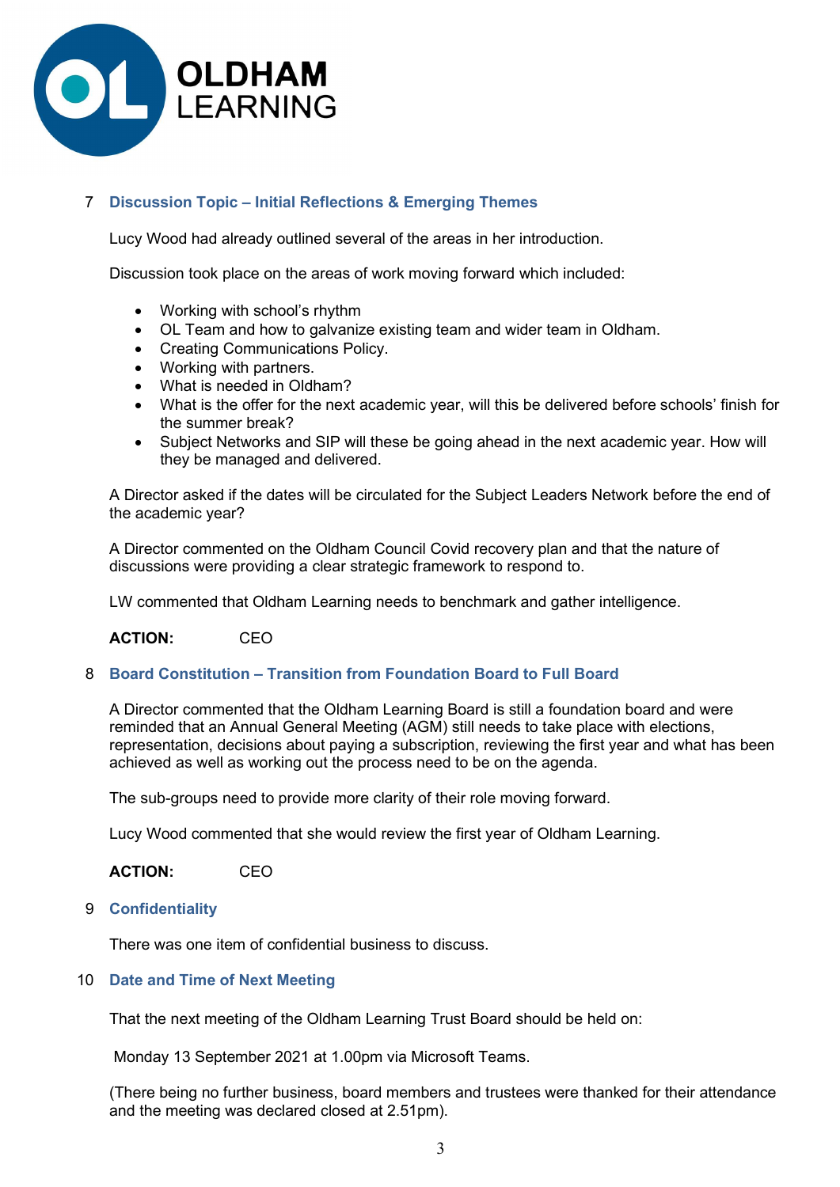## 7 Discussion Topic – Initial Reflections & Emerging Themes

Lucy Wood had already outlined several of the areas in her introduction.

Discussion took place on the areas of work moving forward which included:

- Working with school's rhythm
- OL Team and how to galvanize existing team and wider team in Oldham.
- Creating Communications Policy.
- Working with partners.
- What is needed in Oldham?
- What is the offer for the next academic year, will this be delivered before schools' finish for the summer break?
- Subject Networks and SIP will these be going ahead in the next academic year. How will they be managed and delivered.

A Director asked if the dates will be circulated for the Subject Leaders Network before the end of the academic year?

A Director commented on the Oldham Council Covid recovery plan and that the nature of discussions were providing a clear strategic framework to respond to.

LW commented that Oldham Learning needs to benchmark and gather intelligence.

**ACTION:** CEO

## 8 Board Constitution – Transition from Foundation Board to Full Board

A Director commented that the Oldham Learning Board is still a foundation board and were reminded that an Annual General Meeting (AGM) still needs to take place with elections, representation, decisions about paying a subscription, reviewing the first year and what has been achieved as well as working out the process need to be on the agenda.

The sub-groups need to provide more clarity of their role moving forward.

Lucy Wood commented that she would review the first year of Oldham Learning.

**ACTION:** CEO

## 9 Confidentiality

There was one item of confidential business to discuss.

## 10 Date and Time of Next Meeting

That the next meeting of the Oldham Learning Trust Board should be held on:

Monday 13 September 2021 at 1.00pm via Microsoft Teams.

(There being no further business, board members and trustees were thanked for their attendance and the meeting was declared closed at 2.51pm).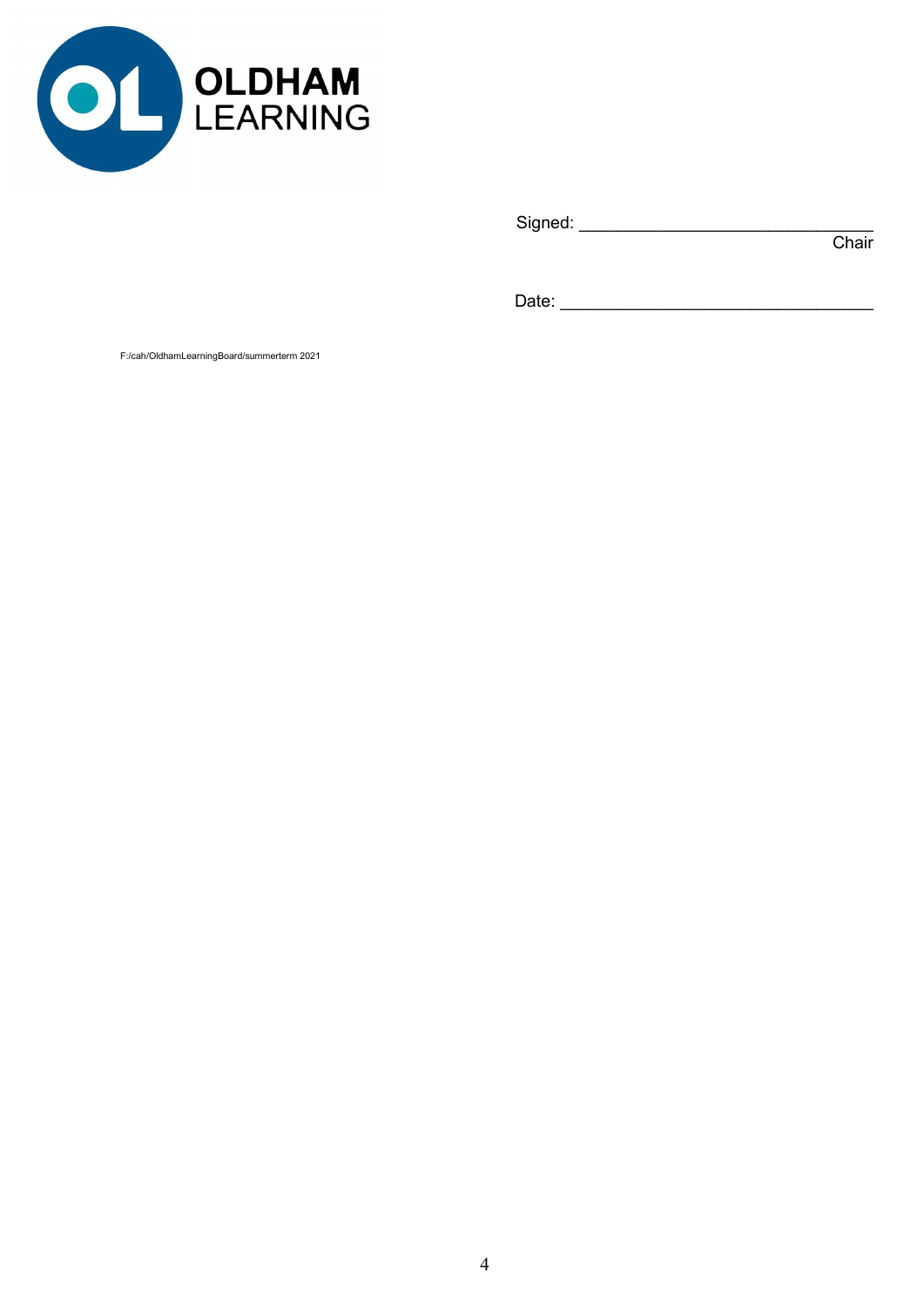OLDHAM LEARNING

Signed: ______________________________
Chair

Date: ________________________________

F:/cah/OldhamLearningBoard/summerterm 2021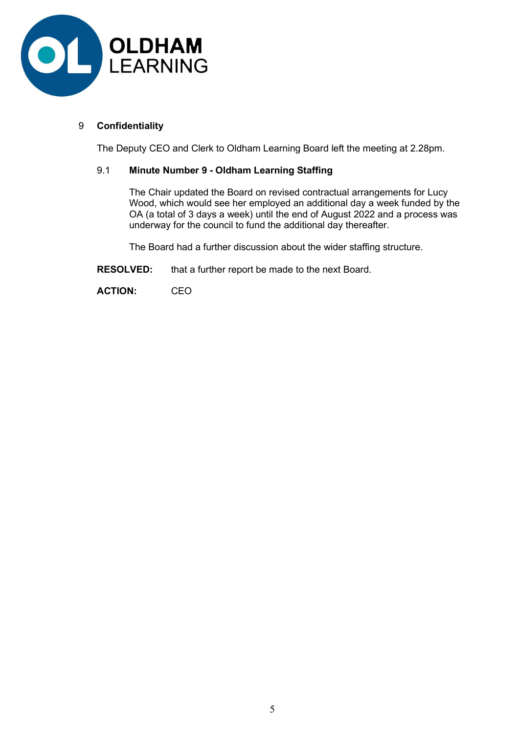## 9 Confidentiality

The Deputy CEO and Clerk to Oldham Learning Board left the meeting at 2.28pm.

### 9.1 Minute Number 9 - Oldham Learning Staffing

The Chair updated the Board on revised contractual arrangements for Lucy Wood, which would see her employed an additional day a week funded by the OA (a total of 3 days a week) until the end of August 2022 and a process was underway for the council to fund the additional day thereafter.

The Board had a further discussion about the wider staffing structure.

**RESOLVED:** that a further report be made to the next Board.

**ACTION:** CEO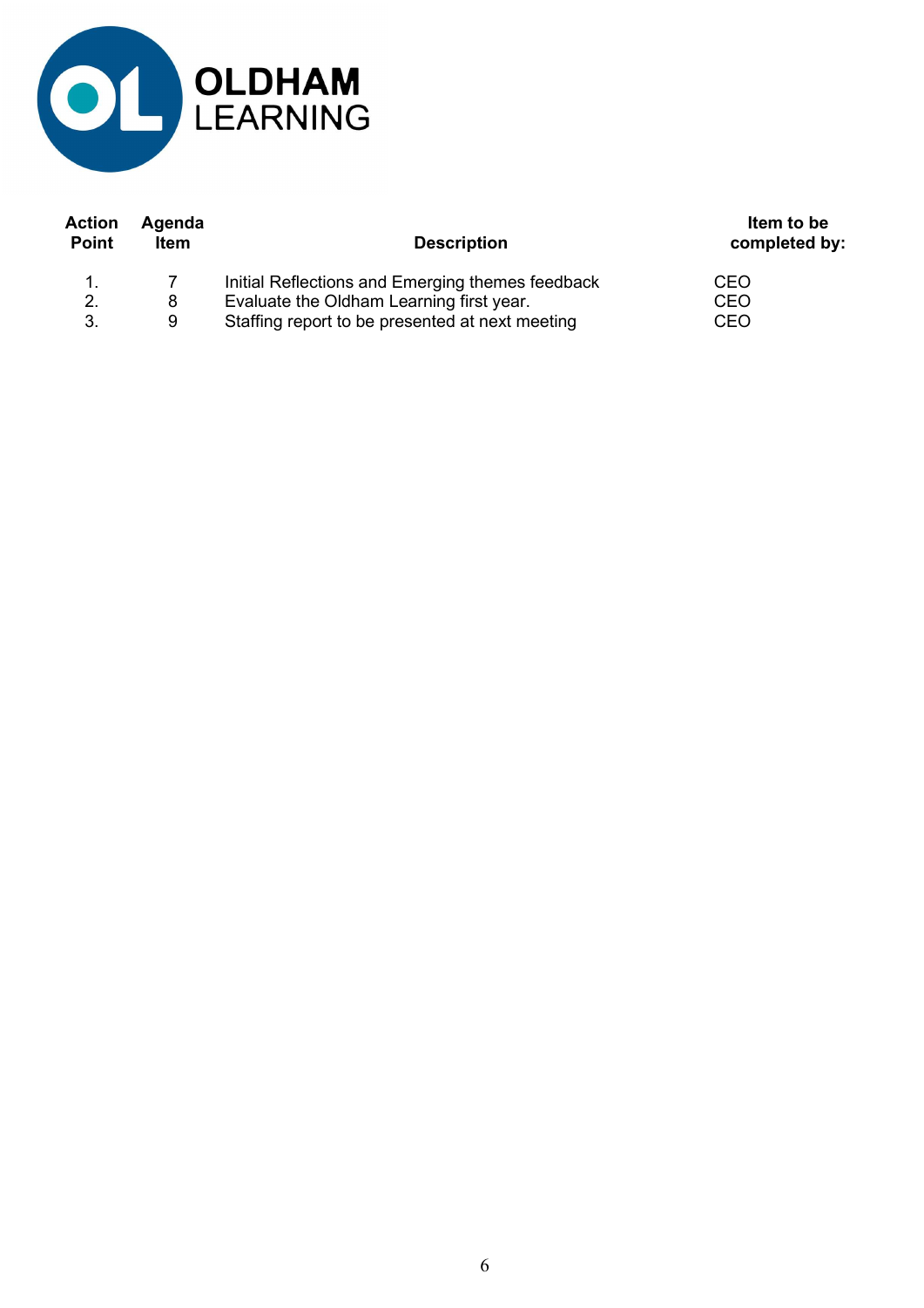**OLDHAM LEARNING**

| Action Point | Agenda Item | Description | Item to be completed by: |
|---|---|---|---|
| 1. | 7 | Initial Reflections and Emerging themes feedback | CEO |
| 2. | 8 | Evaluate the Oldham Learning first year. | CEO |
| 3. | 9 | Staffing report to be presented at next meeting | CEO |